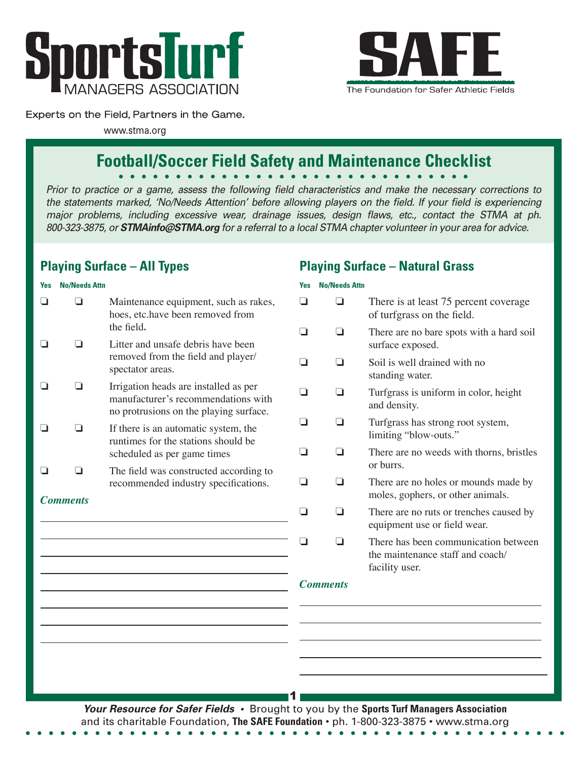SportsTurf MANAGERS ASSOCIATION

Experts on the Field, Partners in the Game.

www.stma.org

SAFE

The Foundation for Safer Athletic Fields

# Football/Soccer Field Safety and Maintenance Checklist

*Prior to practice or a game, assess the following field characteristics and make the necessary corrections to the statements marked, 'No/Needs Attention' before allowing players on the field. If your field is experiencing major problems, including excessive wear, drainage issues, design flaws, etc., contact the STMA at ph. 800-323-3875, or **STMAinfo@STMA.org** for a referral to a local STMA chapter volunteer in your area for advice.*

## Playing Surface – All Types

| Yes | No/Needs Attn | |
|---|---|---|
| ❏ | ❏ | Maintenance equipment, such as rakes, hoes, etc.have been removed from the field. |
| ❏ | ❏ | Litter and unsafe debris have been removed from the field and player/ spectator areas. |
| ❏ | ❏ | Irrigation heads are installed as per manufacturer's recommendations with no protrusions on the playing surface. |
| ❏ | ❏ | If there is an automatic system, the runtimes for the stations should be scheduled as per game times |
| ❏ | ❏ | The field was constructed according to recommended industry specifications. |

***Comments***

________________________________________

________________________________________

________________________________________

________________________________________

________________________________________

________________________________________

________________________________________

________________________________________

## Playing Surface – Natural Grass

| Yes | No/Needs Attn | |
|---|---|---|
| ❏ | ❏ | There is at least 75 percent coverage of turfgrass on the field. |
| ❏ | ❏ | There are no bare spots with a hard soil surface exposed. |
| ❏ | ❏ | Soil is well drained with no standing water. |
| ❏ | ❏ | Turfgrass is uniform in color, height and density. |
| ❏ | ❏ | Turfgrass has strong root system, limiting "blow-outs." |
| ❏ | ❏ | There are no weeds with thorns, bristles or burrs. |
| ❏ | ❏ | There are no holes or mounds made by moles, gophers, or other animals. |
| ❏ | ❏ | There are no ruts or trenches caused by equipment use or field wear. |
| ❏ | ❏ | There has been communication between the maintenance staff and coach/ facility user. |

***Comments***

________________________________________

________________________________________

________________________________________

________________________________________

________________________________________

***Your Resource for Safer Fields*** • Brought to you by the **Sports Turf Managers Association** and its charitable Foundation, **The SAFE Foundation** • ph. 1-800-323-3875 • www.stma.org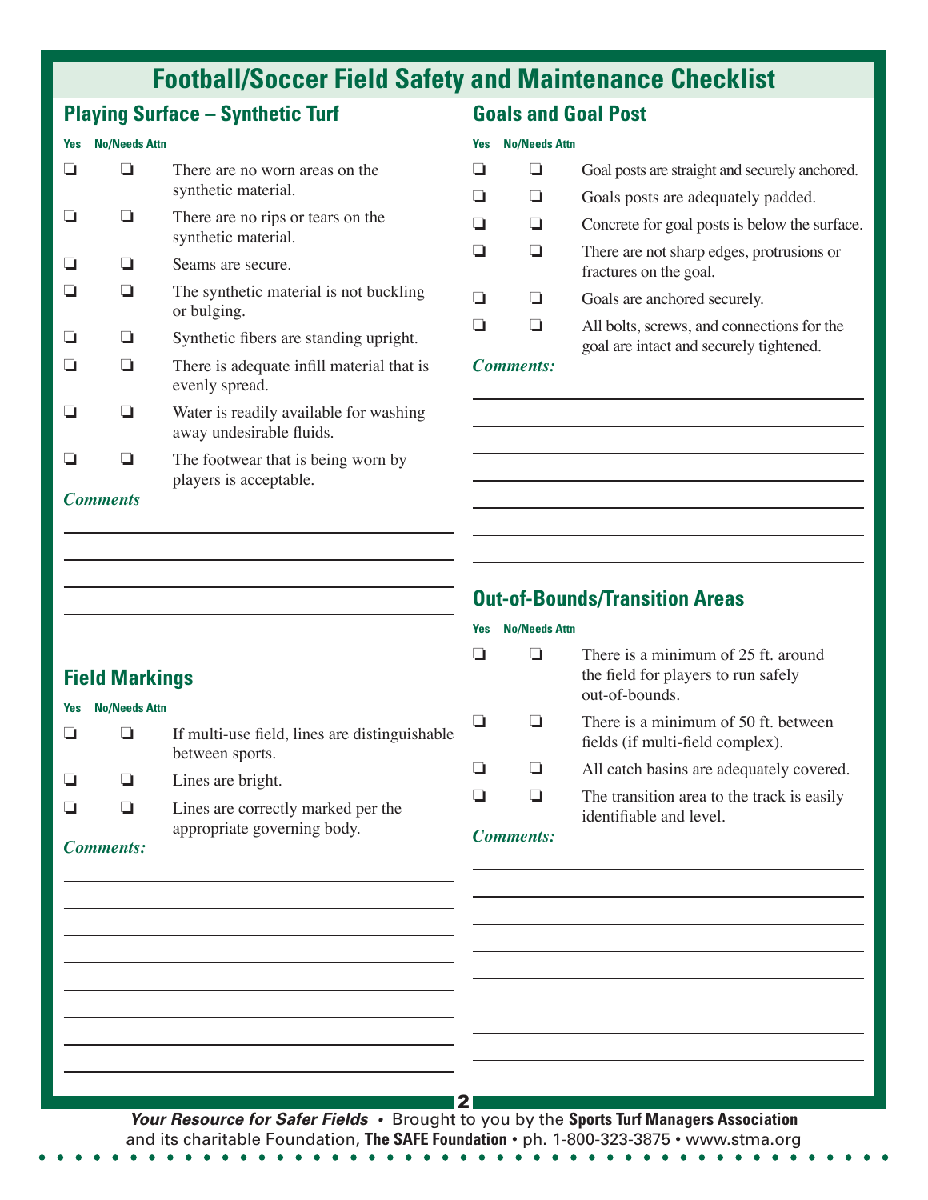# Football/Soccer Field Safety and Maintenance Checklist

## Playing Surface – Synthetic Turf

| Yes | No/Needs Attn | |
|---|---|---|
| ❑ | ❑ | There are no worn areas on the synthetic material. |
| ❑ | ❑ | There are no rips or tears on the synthetic material. |
| ❑ | ❑ | Seams are secure. |
| ❑ | ❑ | The synthetic material is not buckling or bulging. |
| ❑ | ❑ | Synthetic fibers are standing upright. |
| ❑ | ❑ | There is adequate infill material that is evenly spread. |
| ❑ | ❑ | Water is readily available for washing away undesirable fluids. |
| ❑ | ❑ | The footwear that is being worn by players is acceptable. |

*Comments*

______________________________

______________________________

______________________________

______________________________

______________________________

## Field Markings

| Yes | No/Needs Attn | |
|---|---|---|
| ❑ | ❑ | If multi-use field, lines are distinguishable between sports. |
| ❑ | ❑ | Lines are bright. |
| ❑ | ❑ | Lines are correctly marked per the appropriate governing body. |

*Comments:*

______________________________

______________________________

______________________________

______________________________

______________________________

______________________________

______________________________

______________________________

## Goals and Goal Post

| Yes | No/Needs Attn | |
|---|---|---|
| ❑ | ❑ | Goal posts are straight and securely anchored. |
| ❑ | ❑ | Goals posts are adequately padded. |
| ❑ | ❑ | Concrete for goal posts is below the surface. |
| ❑ | ❑ | There are not sharp edges, protrusions or fractures on the goal. |
| ❑ | ❑ | Goals are anchored securely. |
| ❑ | ❑ | All bolts, screws, and connections for the goal are intact and securely tightened. |

*Comments:*

______________________________

______________________________

______________________________

______________________________

______________________________

______________________________

______________________________

## Out-of-Bounds/Transition Areas

| Yes | No/Needs Attn | |
|---|---|---|
| ❑ | ❑ | There is a minimum of 25 ft. around the field for players to run safely out-of-bounds. |
| ❑ | ❑ | There is a minimum of 50 ft. between fields (if multi-field complex). |
| ❑ | ❑ | All catch basins are adequately covered. |
| ❑ | ❑ | The transition area to the track is easily identifiable and level. |

*Comments:*

______________________________

______________________________

______________________________

______________________________

______________________________

______________________________

______________________________

______________________________

***Your Resource for Safer Fields*** • Brought to you by the **Sports Turf Managers Association** and its charitable Foundation, **The SAFE Foundation** • ph. 1-800-323-3875 • www.stma.org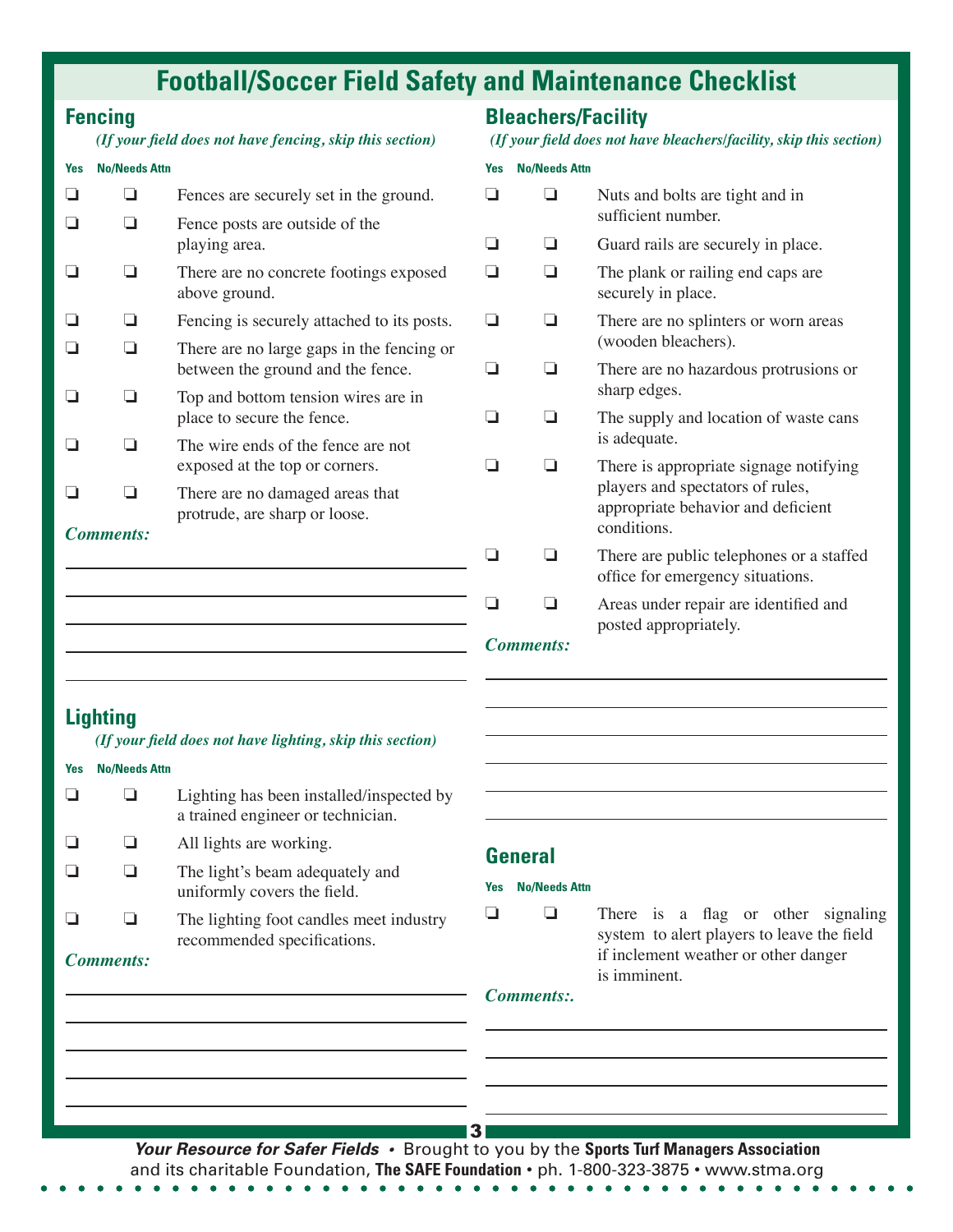# Football/Soccer Field Safety and Maintenance Checklist

## Fencing

*(If your field does not have fencing, skip this section)*

| Yes | No/Needs Attn | |
|---|---|---|
| ❑ | ❑ | Fences are securely set in the ground. |
| ❑ | ❑ | Fence posts are outside of the playing area. |
| ❑ | ❑ | There are no concrete footings exposed above ground. |
| ❑ | ❑ | Fencing is securely attached to its posts. |
| ❑ | ❑ | There are no large gaps in the fencing or between the ground and the fence. |
| ❑ | ❑ | Top and bottom tension wires are in place to secure the fence. |
| ❑ | ❑ | The wire ends of the fence are not exposed at the top or corners. |
| ❑ | ❑ | There are no damaged areas that protrude, are sharp or loose. |

***Comments:***

______________________________

______________________________

______________________________

______________________________

______________________________

## Lighting

*(If your field does not have lighting, skip this section)*

| Yes | No/Needs Attn | |
|---|---|---|
| ❑ | ❑ | Lighting has been installed/inspected by a trained engineer or technician. |
| ❑ | ❑ | All lights are working. |
| ❑ | ❑ | The light's beam adequately and uniformly covers the field. |
| ❑ | ❑ | The lighting foot candles meet industry recommended specifications. |

***Comments:***

______________________________

______________________________

______________________________

______________________________

______________________________

## Bleachers/Facility

*(If your field does not have bleachers/facility, skip this section)*

| Yes | No/Needs Attn | |
|---|---|---|
| ❑ | ❑ | Nuts and bolts are tight and in sufficient number. |
| ❑ | ❑ | Guard rails are securely in place. |
| ❑ | ❑ | The plank or railing end caps are securely in place. |
| ❑ | ❑ | There are no splinters or worn areas (wooden bleachers). |
| ❑ | ❑ | There are no hazardous protrusions or sharp edges. |
| ❑ | ❑ | The supply and location of waste cans is adequate. |
| ❑ | ❑ | There is appropriate signage notifying players and spectators of rules, appropriate behavior and deficient conditions. |
| ❑ | ❑ | There are public telephones or a staffed office for emergency situations. |
| ❑ | ❑ | Areas under repair are identified and posted appropriately. |

***Comments:***

______________________________

______________________________

______________________________

______________________________

______________________________

______________________________

## General

| Yes | No/Needs Attn | |
|---|---|---|
| ❑ | ❑ | There is a flag or other signaling system to alert players to leave the field if inclement weather or other danger is imminent. |

***Comments:.***

______________________________

______________________________

______________________________

______________________________

***Your Resource for Safer Fields*** • Brought to you by the **Sports Turf Managers Association** and its charitable Foundation, **The SAFE Foundation** • ph. 1-800-323-3875 • www.stma.org